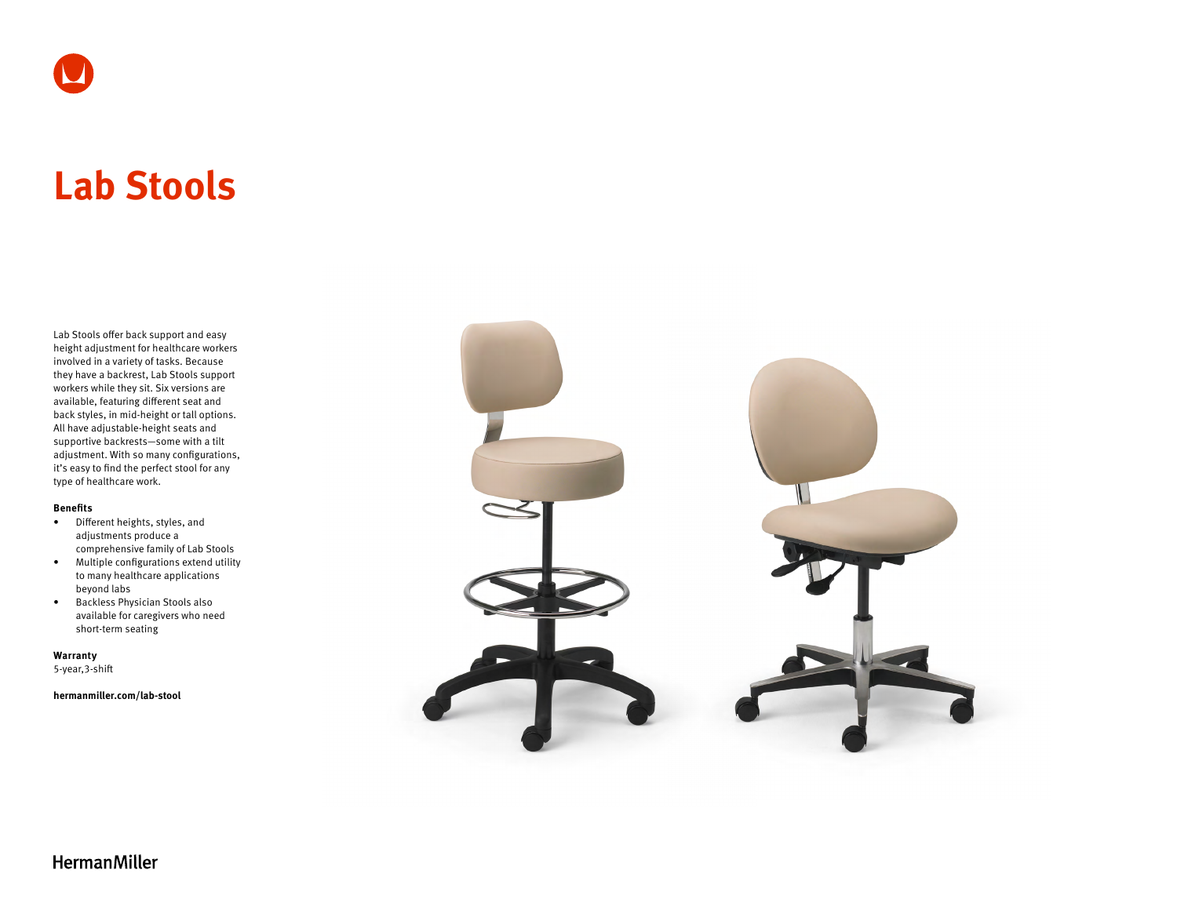# Lab Stools

Lab Stools offer back support and easy height adjustment for healthcare workers involved in a variety of tasks. Because they have a backrest, Lab Stools support workers while they sit. Six versions are available, featuring different seat and back styles, in mid-height or tall options. All have adjustable-height seats and supportive backrests—some with a tilt adjustment. With so many configurations, it's easy to find the perfect stool for any type of healthcare work.

**Benefits**

- Different heights, styles, and adjustments produce a comprehensive family of Lab Stools
- Multiple configurations extend utility to many healthcare applications beyond labs
- Backless Physician Stools also available for caregivers who need short-term seating

**Warranty**

5-year,3-shift

**hermanmiller.com/lab-stool**

HermanMiller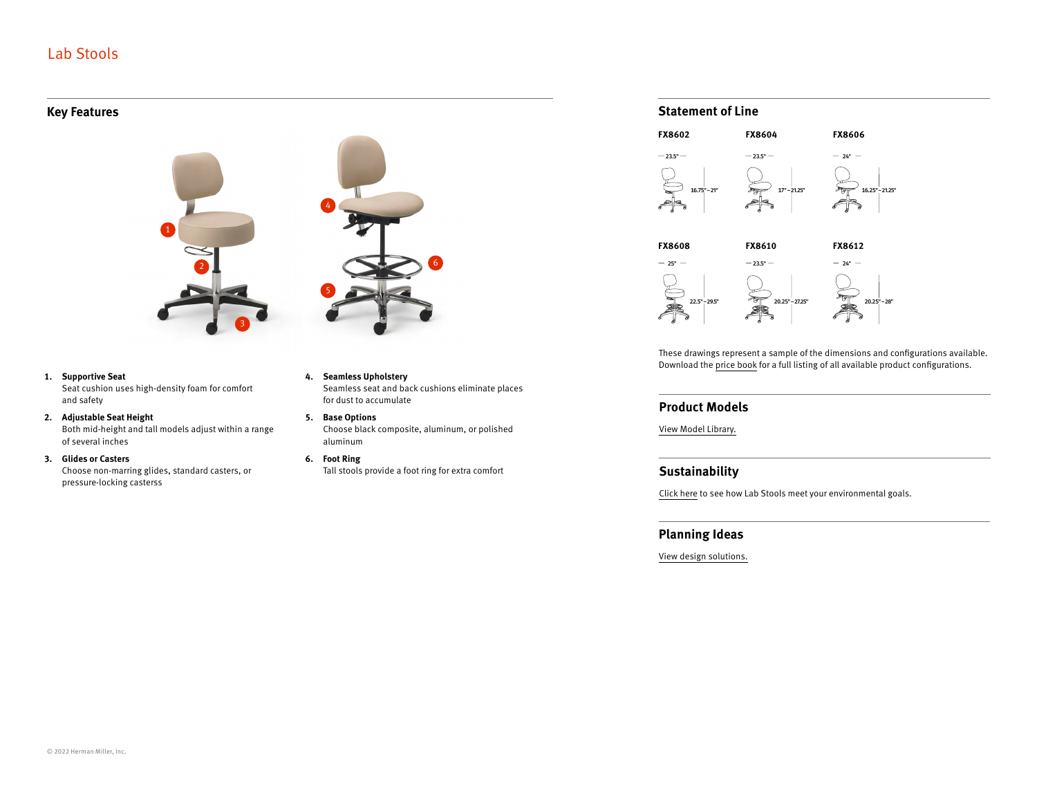# Lab Stools

## Key Features

1. **Supportive Seat**
   Seat cushion uses high-density foam for comfort and safety
2. **Adjustable Seat Height**
   Both mid-height and tall models adjust within a range of several inches
3. **Glides or Casters**
   Choose non-marring glides, standard casters, or pressure-locking casterss
4. **Seamless Upholstery**
   Seamless seat and back cushions eliminate places for dust to accumulate
5. **Base Options**
   Choose black composite, aluminum, or polished aluminum
6. **Foot Ring**
   Tall stools provide a foot ring for extra comfort

## Statement of Line

**FX8602**
23.5"
16.75"–21"

**FX8604**
23.5"
17"–21.25"

**FX8606**
24"
16.25"–21.25"

**FX8608**
25"
22.5"–29.5"

**FX8610**
23.5"
20.25"–27.25"

**FX8612**
24"
20.25"–28"

These drawings represent a sample of the dimensions and configurations available. Download the price book for a full listing of all available product configurations.

## Product Models

View Model Library.

## Sustainability

Click here to see how Lab Stools meet your environmental goals.

## Planning Ideas

View design solutions.

© 2022 Herman Miller, Inc.